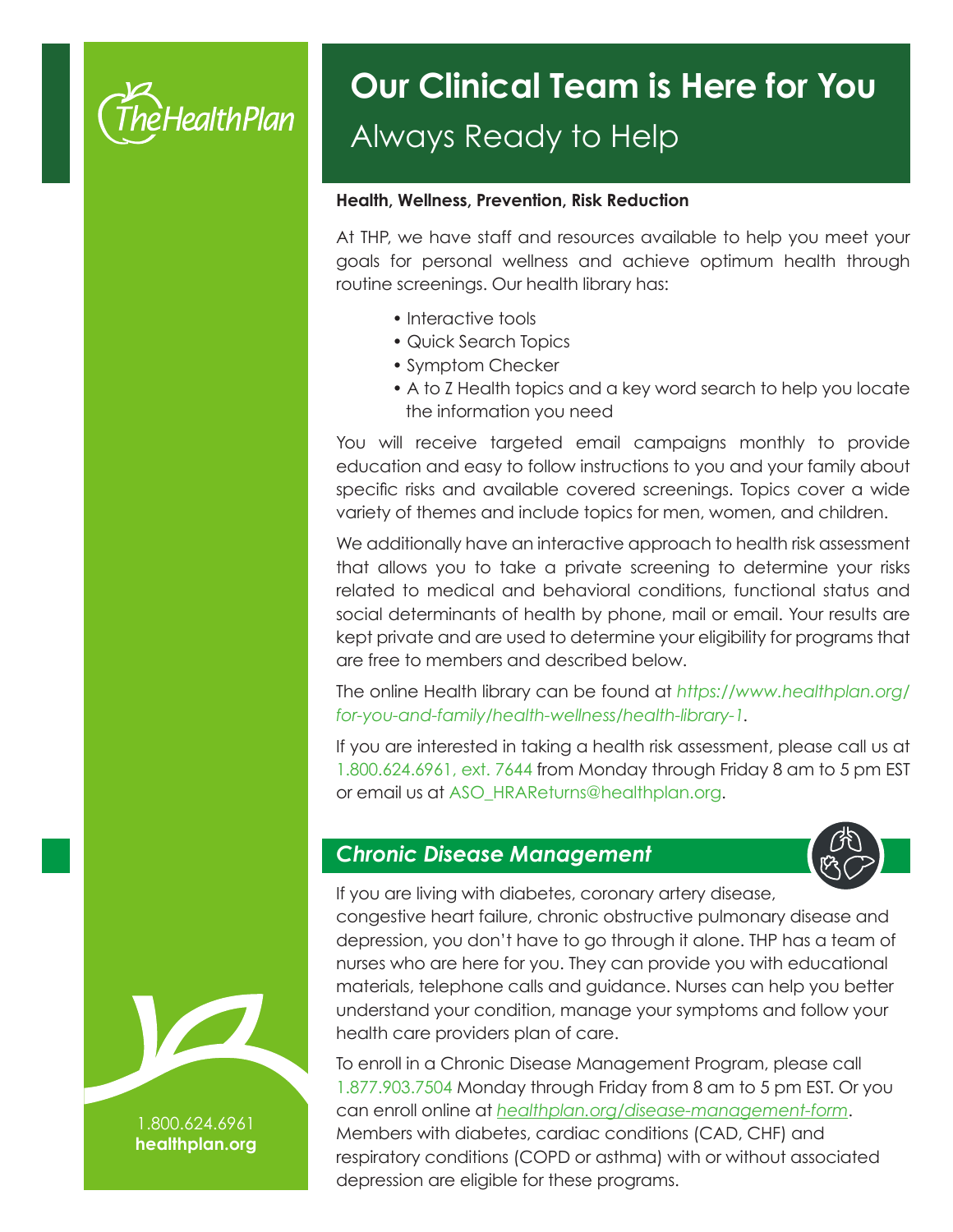# Our Clinical Team is Here for You

## Always Ready to Help

**Health, Wellness, Prevention, Risk Reduction**

At THP, we have staff and resources available to help you meet your goals for personal wellness and achieve optimum health through routine screenings. Our health library has:

- Interactive tools
- Quick Search Topics
- Symptom Checker
- A to Z Health topics and a key word search to help you locate the information you need

You will receive targeted email campaigns monthly to provide education and easy to follow instructions to you and your family about specific risks and available covered screenings. Topics cover a wide variety of themes and include topics for men, women, and children.

We additionally have an interactive approach to health risk assessment that allows you to take a private screening to determine your risks related to medical and behavioral conditions, functional status and social determinants of health by phone, mail or email. Your results are kept private and are used to determine your eligibility for programs that are free to members and described below.

The online Health library can be found at *https://www.healthplan.org/for-you-and-family/health-wellness/health-library-1*.

If you are interested in taking a health risk assessment, please call us at 1.800.624.6961, ext. 7644 from Monday through Friday 8 am to 5 pm EST or email us at ASO_HRAReturns@healthplan.org.

## *Chronic Disease Management*

If you are living with diabetes, coronary artery disease, congestive heart failure, chronic obstructive pulmonary disease and depression, you don't have to go through it alone. THP has a team of nurses who are here for you. They can provide you with educational materials, telephone calls and guidance. Nurses can help you better understand your condition, manage your symptoms and follow your health care providers plan of care.

To enroll in a Chronic Disease Management Program, please call 1.877.903.7504 Monday through Friday from 8 am to 5 pm EST. Or you can enroll online at *healthplan.org/disease-management-form*. Members with diabetes, cardiac conditions (CAD, CHF) and respiratory conditions (COPD or asthma) with or without associated depression are eligible for these programs.

1.800.624.6961
**healthplan.org**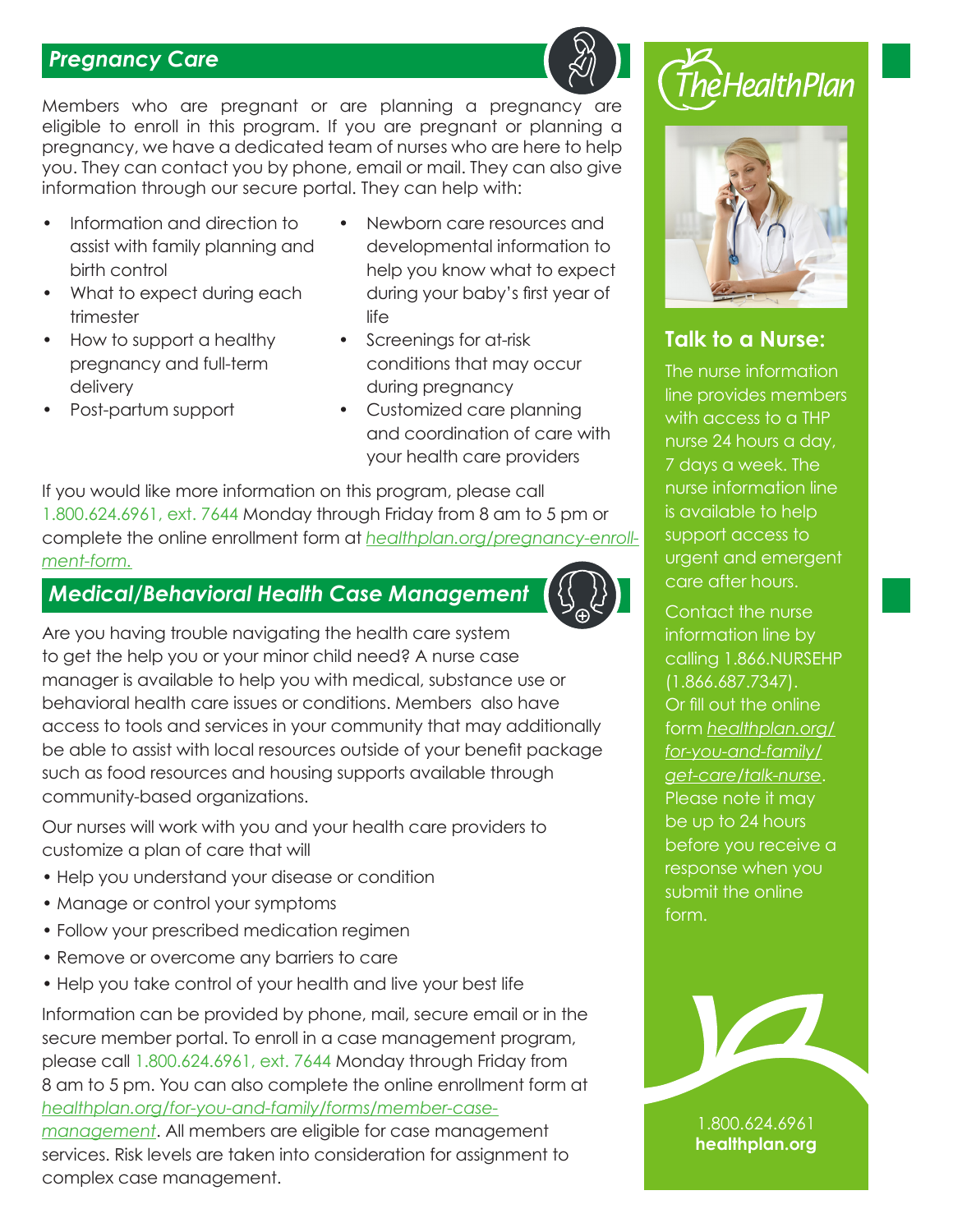## *Pregnancy Care*

Members who are pregnant or are planning a pregnancy are eligible to enroll in this program. If you are pregnant or planning a pregnancy, we have a dedicated team of nurses who are here to help you. They can contact you by phone, email or mail. They can also give information through our secure portal. They can help with:

- Information and direction to assist with family planning and birth control
- What to expect during each trimester
- How to support a healthy pregnancy and full-term delivery
- Post-partum support
- Newborn care resources and developmental information to help you know what to expect during your baby's first year of life
- Screenings for at-risk conditions that may occur during pregnancy
- Customized care planning and coordination of care with your health care providers

If you would like more information on this program, please call 1.800.624.6961, ext. 7644 Monday through Friday from 8 am to 5 pm or complete the online enrollment form at *healthplan.org/pregnancy-enrollment-form.*

## *Medical/Behavioral Health Case Management*

Are you having trouble navigating the health care system to get the help you or your minor child need? A nurse case manager is available to help you with medical, substance use or behavioral health care issues or conditions. Members also have access to tools and services in your community that may additionally be able to assist with local resources outside of your benefit package such as food resources and housing supports available through community-based organizations.

Our nurses will work with you and your health care providers to customize a plan of care that will

- Help you understand your disease or condition
- Manage or control your symptoms
- Follow your prescribed medication regimen
- Remove or overcome any barriers to care
- Help you take control of your health and live your best life

Information can be provided by phone, mail, secure email or in the secure member portal. To enroll in a case management program, please call 1.800.624.6961, ext. 7644 Monday through Friday from 8 am to 5 pm. You can also complete the online enrollment form at *healthplan.org/for-you-and-family/forms/member-case-management*. All members are eligible for case management services. Risk levels are taken into consideration for assignment to complex case management.

TheHealthPlan

### Talk to a Nurse:

The nurse information line provides members with access to a THP nurse 24 hours a day, 7 days a week. The nurse information line is available to help support access to urgent and emergent care after hours.

Contact the nurse information line by calling 1.866.NURSEHP (1.866.687.7347). Or fill out the online form *healthplan.org/for-you-and-family/get-care/talk-nurse*. Please note it may be up to 24 hours before you receive a response when you submit the online form.

1.800.624.6961
**healthplan.org**